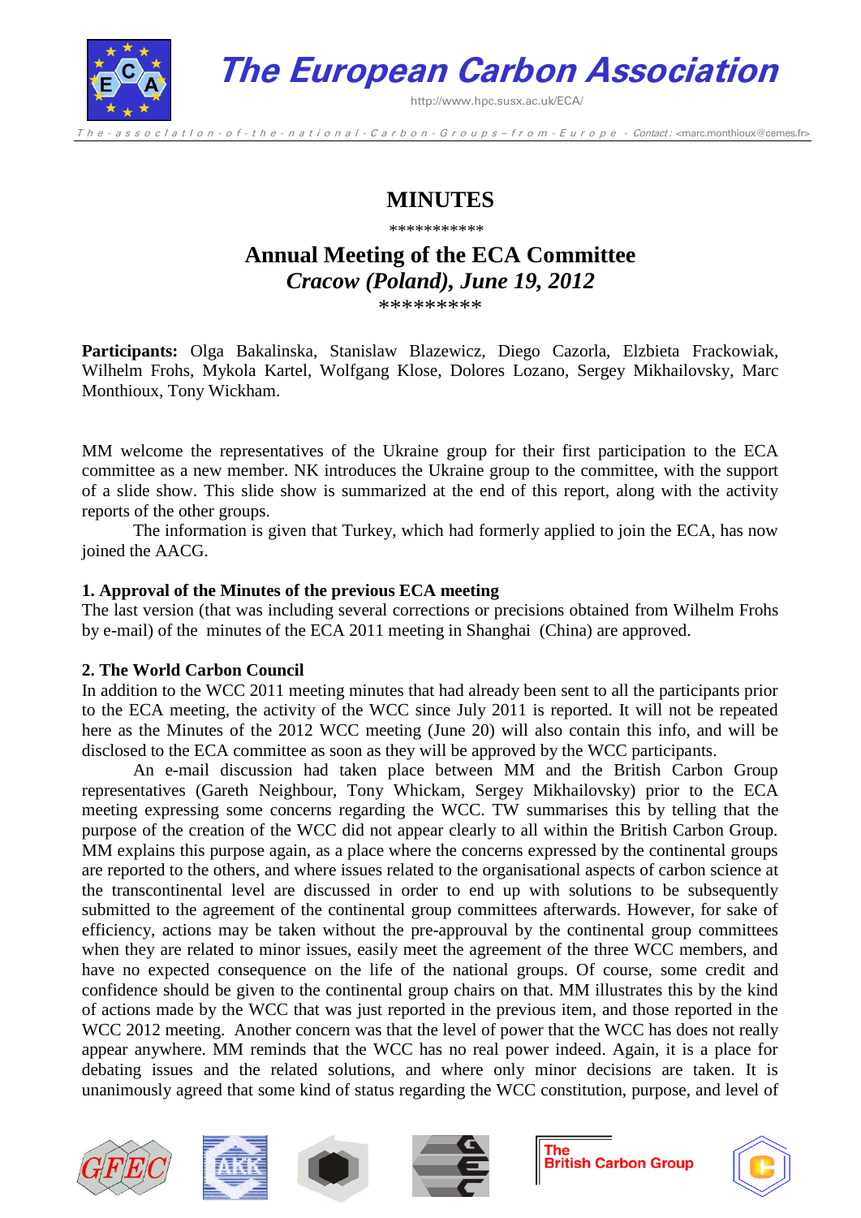# The European Carbon Association

http://www.hpc.susx.ac.uk/ECA/

The-association-of-the-national-Carbon-Groups–from-Europe - Contact: <marc.monthioux@cemes.fr>

## MINUTES

\*\*\*\*\*\*\*\*\*\*\*

## Annual Meeting of the ECA Committee
### *Cracow (Poland), June 19, 2012*

\*\*\*\*\*\*\*\*\*

**Participants:** Olga Bakalinska, Stanislaw Blazewicz, Diego Cazorla, Elzbieta Frackowiak, Wilhelm Frohs, Mykola Kartel, Wolfgang Klose, Dolores Lozano, Sergey Mikhailovsky, Marc Monthioux, Tony Wickham.

MM welcome the representatives of the Ukraine group for their first participation to the ECA committee as a new member. NK introduces the Ukraine group to the committee, with the support of a slide show. This slide show is summarized at the end of this report, along with the activity reports of the other groups.

The information is given that Turkey, which had formerly applied to join the ECA, has now joined the AACG.

**1. Approval of the Minutes of the previous ECA meeting**

The last version (that was including several corrections or precisions obtained from Wilhelm Frohs by e-mail) of the minutes of the ECA 2011 meeting in Shanghai (China) are approved.

**2. The World Carbon Council**

In addition to the WCC 2011 meeting minutes that had already been sent to all the participants prior to the ECA meeting, the activity of the WCC since July 2011 is reported. It will not be repeated here as the Minutes of the 2012 WCC meeting (June 20) will also contain this info, and will be disclosed to the ECA committee as soon as they will be approved by the WCC participants.

An e-mail discussion had taken place between MM and the British Carbon Group representatives (Gareth Neighbour, Tony Whickam, Sergey Mikhailovsky) prior to the ECA meeting expressing some concerns regarding the WCC. TW summarises this by telling that the purpose of the creation of the WCC did not appear clearly to all within the British Carbon Group. MM explains this purpose again, as a place where the concerns expressed by the continental groups are reported to the others, and where issues related to the organisational aspects of carbon science at the transcontinental level are discussed in order to end up with solutions to be subsequently submitted to the agreement of the continental group committees afterwards. However, for sake of efficiency, actions may be taken without the pre-approuval by the continental group committees when they are related to minor issues, easily meet the agreement of the three WCC members, and have no expected consequence on the life of the national groups. Of course, some credit and confidence should be given to the continental group chairs on that. MM illustrates this by the kind of actions made by the WCC that was just reported in the previous item, and those reported in the WCC 2012 meeting. Another concern was that the level of power that the WCC has does not really appear anywhere. MM reminds that the WCC has no real power indeed. Again, it is a place for debating issues and the related solutions, and where only minor decisions are taken. It is unanimously agreed that some kind of status regarding the WCC constitution, purpose, and level of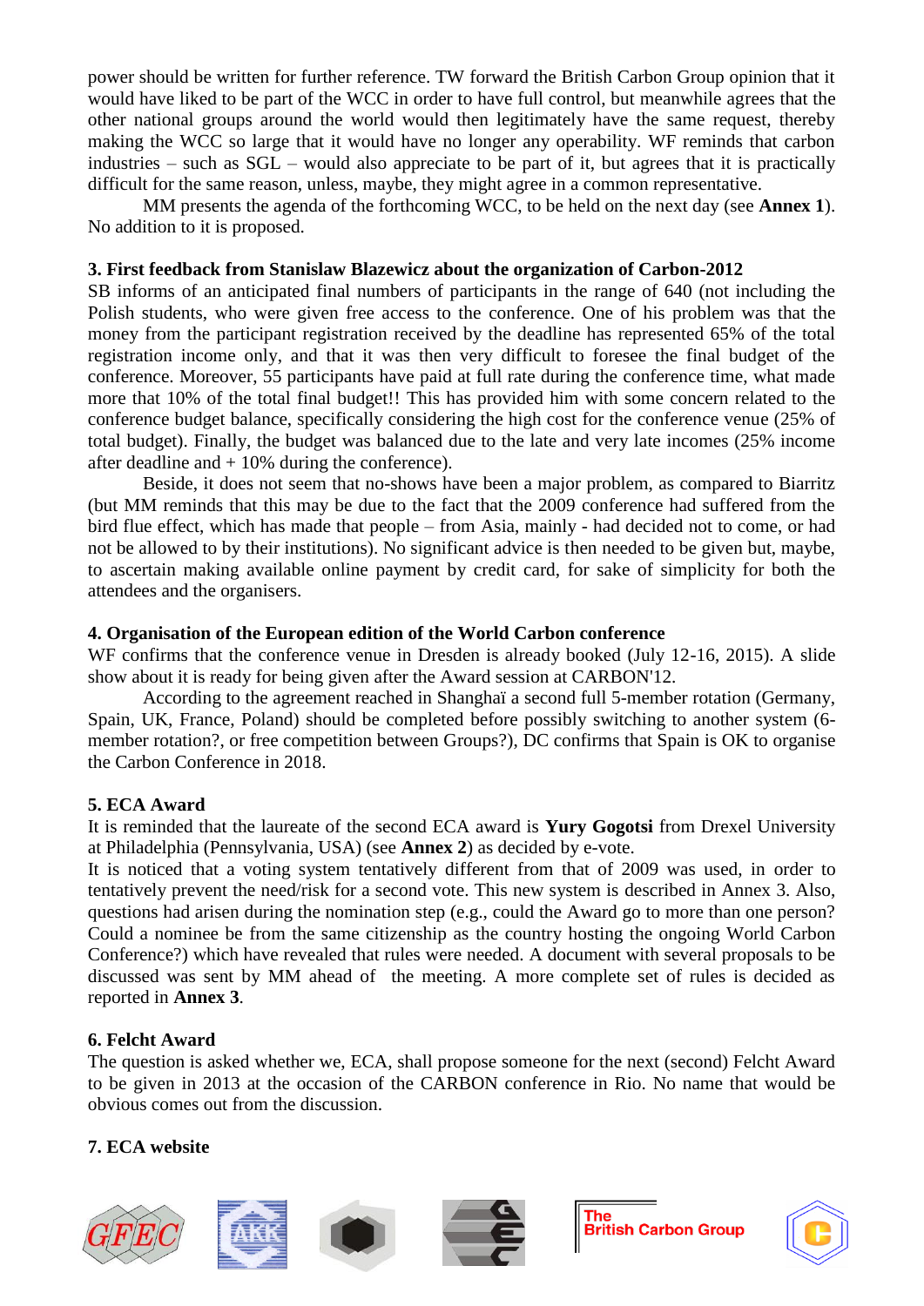power should be written for further reference. TW forward the British Carbon Group opinion that it would have liked to be part of the WCC in order to have full control, but meanwhile agrees that the other national groups around the world would then legitimately have the same request, thereby making the WCC so large that it would have no longer any operability. WF reminds that carbon industries – such as SGL – would also appreciate to be part of it, but agrees that it is practically difficult for the same reason, unless, maybe, they might agree in a common representative.

MM presents the agenda of the forthcoming WCC, to be held on the next day (see **Annex 1**). No addition to it is proposed.

**3. First feedback from Stanislaw Blazewicz about the organization of Carbon-2012**

SB informs of an anticipated final numbers of participants in the range of 640 (not including the Polish students, who were given free access to the conference. One of his problem was that the money from the participant registration received by the deadline has represented 65% of the total registration income only, and that it was then very difficult to foresee the final budget of the conference. Moreover, 55 participants have paid at full rate during the conference time, what made more that 10% of the total final budget!! This has provided him with some concern related to the conference budget balance, specifically considering the high cost for the conference venue (25% of total budget). Finally, the budget was balanced due to the late and very late incomes (25% income after deadline and + 10% during the conference).

Beside, it does not seem that no-shows have been a major problem, as compared to Biarritz (but MM reminds that this may be due to the fact that the 2009 conference had suffered from the bird flue effect, which has made that people – from Asia, mainly - had decided not to come, or had not be allowed to by their institutions). No significant advice is then needed to be given but, maybe, to ascertain making available online payment by credit card, for sake of simplicity for both the attendees and the organisers.

**4. Organisation of the European edition of the World Carbon conference**

WF confirms that the conference venue in Dresden is already booked (July 12-16, 2015). A slide show about it is ready for being given after the Award session at CARBON'12.

According to the agreement reached in Shanghaï a second full 5-member rotation (Germany, Spain, UK, France, Poland) should be completed before possibly switching to another system (6-member rotation?, or free competition between Groups?), DC confirms that Spain is OK to organise the Carbon Conference in 2018.

**5. ECA Award**

It is reminded that the laureate of the second ECA award is **Yury Gogotsi** from Drexel University at Philadelphia (Pennsylvania, USA) (see **Annex 2**) as decided by e-vote.

It is noticed that a voting system tentatively different from that of 2009 was used, in order to tentatively prevent the need/risk for a second vote. This new system is described in Annex 3. Also, questions had arisen during the nomination step (e.g., could the Award go to more than one person? Could a nominee be from the same citizenship as the country hosting the ongoing World Carbon Conference?) which have revealed that rules were needed. A document with several proposals to be discussed was sent by MM ahead of the meeting. A more complete set of rules is decided as reported in **Annex 3**.

**6. Felcht Award**

The question is asked whether we, ECA, shall propose someone for the next (second) Felcht Award to be given in 2013 at the occasion of the CARBON conference in Rio. No name that would be obvious comes out from the discussion.

**7. ECA website**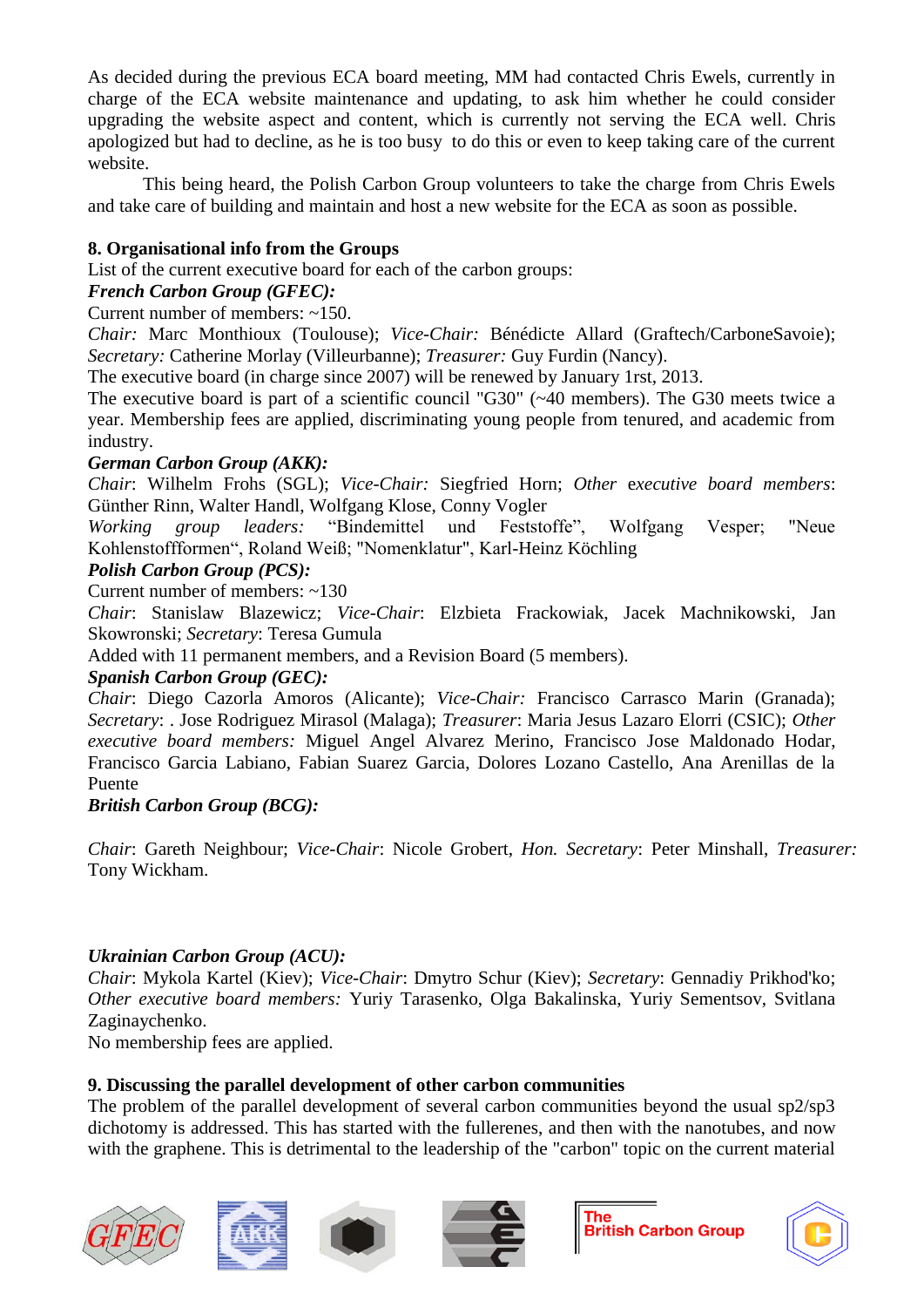As decided during the previous ECA board meeting, MM had contacted Chris Ewels, currently in charge of the ECA website maintenance and updating, to ask him whether he could consider upgrading the website aspect and content, which is currently not serving the ECA well. Chris apologized but had to decline, as he is too busy to do this or even to keep taking care of the current website.

This being heard, the Polish Carbon Group volunteers to take the charge from Chris Ewels and take care of building and maintain and host a new website for the ECA as soon as possible.

**8. Organisational info from the Groups**

List of the current executive board for each of the carbon groups:

***French Carbon Group (GFEC):***

Current number of members: ~150.

*Chair:* Marc Monthioux (Toulouse); *Vice-Chair:* Bénédicte Allard (Graftech/CarboneSavoie); *Secretary:* Catherine Morlay (Villeurbanne); *Treasurer:* Guy Furdin (Nancy).

The executive board (in charge since 2007) will be renewed by January 1rst, 2013.

The executive board is part of a scientific council "G30" (~40 members). The G30 meets twice a year. Membership fees are applied, discriminating young people from tenured, and academic from industry.

***German Carbon Group (AKK):***

*Chair*: Wilhelm Frohs (SGL); *Vice-Chair:* Siegfried Horn; *Other executive board members*: Günther Rinn, Walter Handl, Wolfgang Klose, Conny Vogler

*Working group leaders:* “Bindemittel und Feststoffe”, Wolfgang Vesper; "Neue Kohlenstoffformen“, Roland Weiß; "Nomenklatur", Karl-Heinz Köchling

***Polish Carbon Group (PCS):***

Current number of members: ~130

*Chair*: Stanislaw Blazewicz; *Vice-Chair*: Elzbieta Frackowiak, Jacek Machnikowski, Jan Skowronski; *Secretary*: Teresa Gumula

Added with 11 permanent members, and a Revision Board (5 members).

***Spanish Carbon Group (GEC):***

*Chair*: Diego Cazorla Amoros (Alicante); *Vice-Chair:* Francisco Carrasco Marin (Granada); *Secretary*: . Jose Rodriguez Mirasol (Malaga); *Treasurer*: Maria Jesus Lazaro Elorri (CSIC); *Other executive board members:* Miguel Angel Alvarez Merino, Francisco Jose Maldonado Hodar, Francisco Garcia Labiano, Fabian Suarez Garcia, Dolores Lozano Castello, Ana Arenillas de la Puente

***British Carbon Group (BCG):***

*Chair*: Gareth Neighbour; *Vice-Chair*: Nicole Grobert, *Hon. Secretary*: Peter Minshall, *Treasurer:* Tony Wickham.

***Ukrainian Carbon Group (ACU):***

*Chair*: Mykola Kartel (Kiev); *Vice-Chair*: Dmytro Schur (Kiev); *Secretary*: Gennadiy Prikhod'ko; *Other executive board members:* Yuriy Tarasenko, Olga Bakalinska, Yuriy Sementsov, Svitlana Zaginaychenko.

No membership fees are applied.

**9. Discussing the parallel development of other carbon communities**

The problem of the parallel development of several carbon communities beyond the usual sp2/sp3 dichotomy is addressed. This has started with the fullerenes, and then with the nanotubes, and now with the graphene. This is detrimental to the leadership of the "carbon" topic on the current material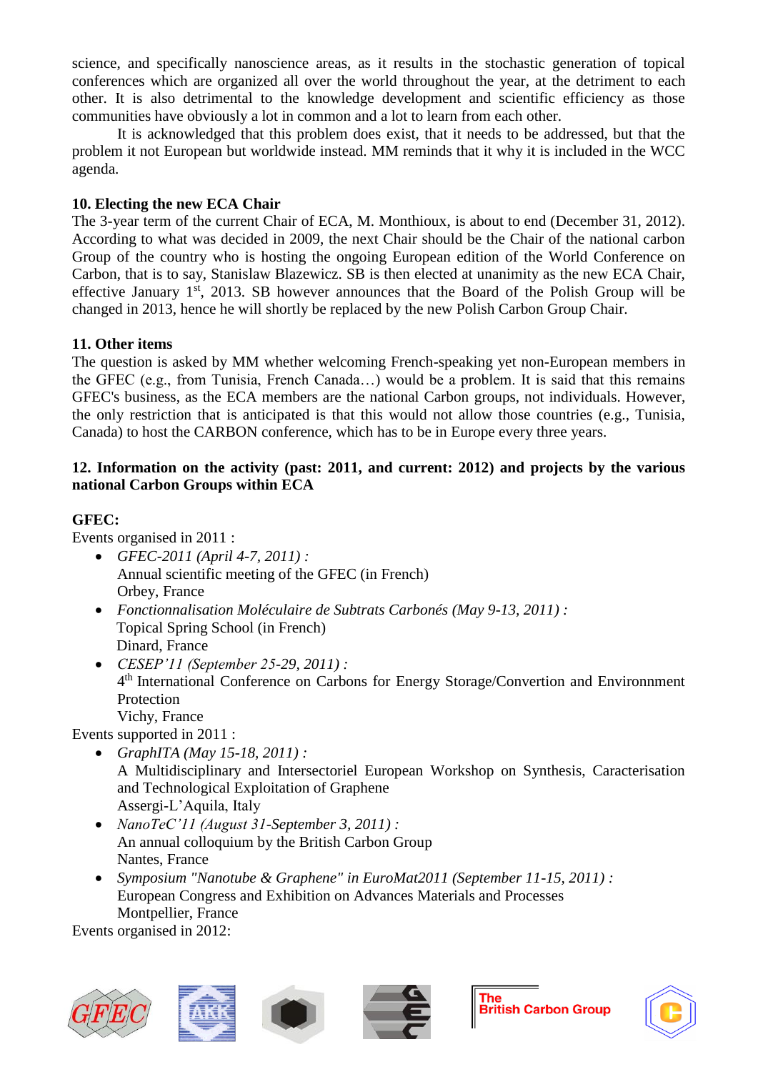science, and specifically nanoscience areas, as it results in the stochastic generation of topical conferences which are organized all over the world throughout the year, at the detriment to each other. It is also detrimental to the knowledge development and scientific efficiency as those communities have obviously a lot in common and a lot to learn from each other.

It is acknowledged that this problem does exist, that it needs to be addressed, but that the problem it not European but worldwide instead. MM reminds that it why it is included in the WCC agenda.

**10. Electing the new ECA Chair**

The 3-year term of the current Chair of ECA, M. Monthioux, is about to end (December 31, 2012). According to what was decided in 2009, the next Chair should be the Chair of the national carbon Group of the country who is hosting the ongoing European edition of the World Conference on Carbon, that is to say, Stanislaw Blazewicz. SB is then elected at unanimity as the new ECA Chair, effective January 1st, 2013. SB however announces that the Board of the Polish Group will be changed in 2013, hence he will shortly be replaced by the new Polish Carbon Group Chair.

**11. Other items**

The question is asked by MM whether welcoming French-speaking yet non-European members in the GFEC (e.g., from Tunisia, French Canada…) would be a problem. It is said that this remains GFEC's business, as the ECA members are the national Carbon groups, not individuals. However, the only restriction that is anticipated is that this would not allow those countries (e.g., Tunisia, Canada) to host the CARBON conference, which has to be in Europe every three years.

**12. Information on the activity (past: 2011, and current: 2012) and projects by the various national Carbon Groups within ECA**

**GFEC:**

Events organised in 2011 :

- *GFEC-2011 (April 4-7, 2011) :*
  Annual scientific meeting of the GFEC (in French)
  Orbey, France
- *Fonctionnalisation Moléculaire de Subtrats Carbonés (May 9-13, 2011) :*
  Topical Spring School (in French)
  Dinard, France
- *CESEP'11 (September 25-29, 2011) :*
  4th International Conference on Carbons for Energy Storage/Convertion and Environnment Protection
  Vichy, France

Events supported in 2011 :

- *GraphITA (May 15-18, 2011) :*
  A Multidisciplinary and Intersectoriel European Workshop on Synthesis, Caracterisation and Technological Exploitation of Graphene
  Assergi-L'Aquila, Italy
- *NanoTeC'11 (August 31-September 3, 2011) :*
  An annual colloquium by the British Carbon Group
  Nantes, France
- *Symposium "Nanotube & Graphene" in EuroMat2011 (September 11-15, 2011) :*
  European Congress and Exhibition on Advances Materials and Processes
  Montpellier, France

Events organised in 2012: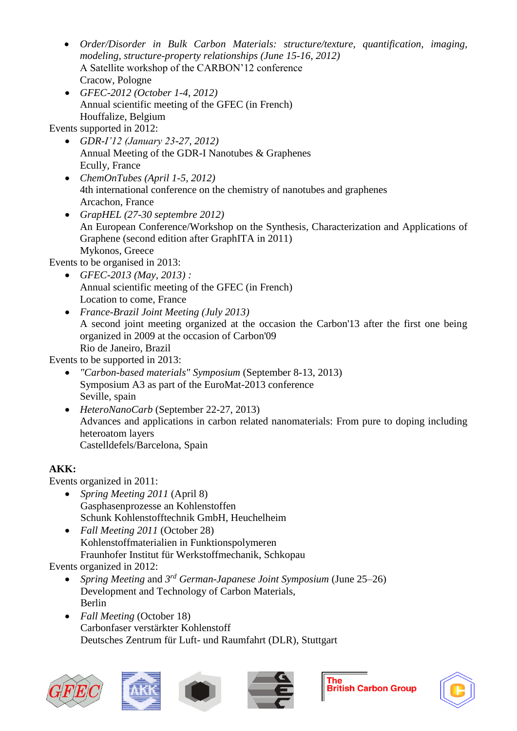- *Order/Disorder in Bulk Carbon Materials: structure/texture, quantification, imaging, modeling, structure-property relationships (June 15-16, 2012)*
  A Satellite workshop of the CARBON'12 conference
  Cracow, Pologne
- *GFEC-2012 (October 1-4, 2012)*
  Annual scientific meeting of the GFEC (in French)
  Houffalize, Belgium

Events supported in 2012:

- *GDR-I'12 (January 23-27, 2012)*
  Annual Meeting of the GDR-I Nanotubes & Graphenes
  Ecully, France
- *ChemOnTubes (April 1-5, 2012)*
  4th international conference on the chemistry of nanotubes and graphenes
  Arcachon, France
- *GrapHEL (27-30 septembre 2012)*
  An European Conference/Workshop on the Synthesis, Characterization and Applications of Graphene (second edition after GraphITA in 2011)
  Mykonos, Greece

Events to be organised in 2013:

- *GFEC-2013 (May, 2013) :*
  Annual scientific meeting of the GFEC (in French)
  Location to come, France
- *France-Brazil Joint Meeting (July 2013)*
  A second joint meeting organized at the occasion the Carbon'13 after the first one being organized in 2009 at the occasion of Carbon'09
  Rio de Janeiro, Brazil

Events to be supported in 2013:

- *"Carbon-based materials" Symposium* (September 8-13, 2013)
  Symposium A3 as part of the EuroMat-2013 conference
  Seville, spain
- *HeteroNanoCarb* (September 22-27, 2013)
  Advances and applications in carbon related nanomaterials: From pure to doping including heteroatom layers
  Castelldefels/Barcelona, Spain

**AKK:**

Events organized in 2011:

- *Spring Meeting 2011* (April 8)
  Gasphasenprozesse an Kohlenstoffen
  Schunk Kohlenstofftechnik GmbH, Heuchelheim
- *Fall Meeting 2011* (October 28)
  Kohlenstoffmaterialien in Funktionspolymeren
  Fraunhofer Institut für Werkstoffmechanik, Schkopau

Events organized in 2012:

- *Spring Meeting* and *3rd German-Japanese Joint Symposium* (June 25–26)
  Development and Technology of Carbon Materials,
  Berlin
- *Fall Meeting* (October 18)
  Carbonfaser verstärkter Kohlenstoff
  Deutsches Zentrum für Luft- und Raumfahrt (DLR), Stuttgart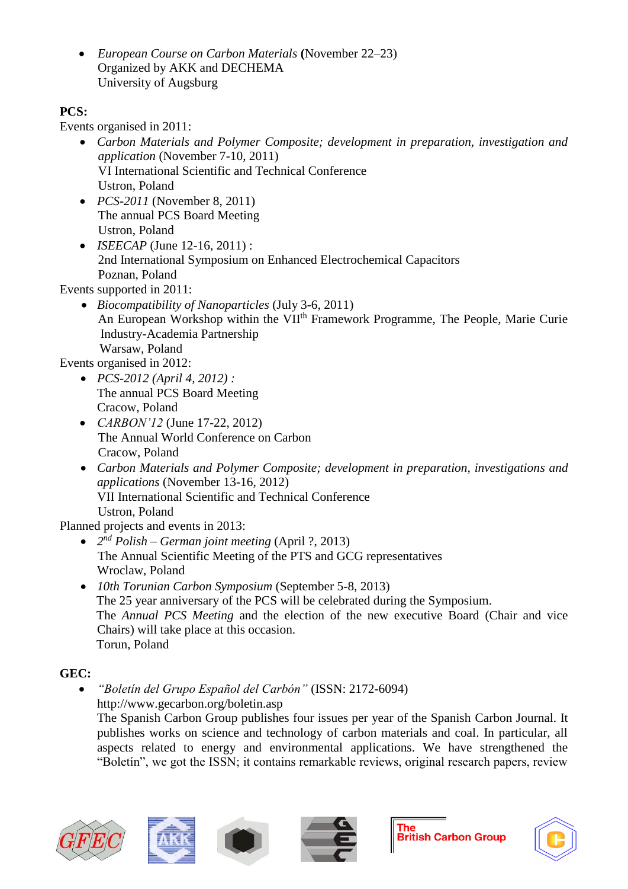- *European Course on Carbon Materials* **(**November 22–23)
  Organized by AKK and DECHEMA
  University of Augsburg

**PCS:**

Events organised in 2011:

- *Carbon Materials and Polymer Composite; development in preparation, investigation and application* (November 7-10, 2011)
  VI International Scientific and Technical Conference
  Ustron, Poland
- *PCS-2011* (November 8, 2011)
  The annual PCS Board Meeting
  Ustron, Poland
- *ISEECAP* (June 12-16, 2011) :
  2nd International Symposium on Enhanced Electrochemical Capacitors
  Poznan, Poland

Events supported in 2011:

- *Biocompatibility of Nanoparticles* (July 3-6, 2011)
  An European Workshop within the VII<sup>th</sup> Framework Programme, The People, Marie Curie Industry-Academia Partnership
  Warsaw, Poland

Events organised in 2012:

- *PCS-2012 (April 4, 2012) :*
  The annual PCS Board Meeting
  Cracow, Poland
- *CARBON'12* (June 17-22, 2012)
  The Annual World Conference on Carbon
  Cracow, Poland
- *Carbon Materials and Polymer Composite; development in preparation, investigations and applications* (November 13-16, 2012)
  VII International Scientific and Technical Conference
  Ustron, Poland

Planned projects and events in 2013:

- *2nd Polish – German joint meeting* (April ?, 2013)
  The Annual Scientific Meeting of the PTS and GCG representatives
  Wroclaw, Poland
- *10th Torunian Carbon Symposium* (September 5-8, 2013)
  The 25 year anniversary of the PCS will be celebrated during the Symposium.
  The *Annual PCS Meeting* and the election of the new executive Board (Chair and vice Chairs) will take place at this occasion.
  Torun, Poland

**GEC:**

- *"Boletín del Grupo Español del Carbón"* (ISSN: 2172-6094)
  http://www.gecarbon.org/boletin.asp
  The Spanish Carbon Group publishes four issues per year of the Spanish Carbon Journal. It publishes works on science and technology of carbon materials and coal. In particular, all aspects related to energy and environmental applications. We have strengthened the "Boletín", we got the ISSN; it contains remarkable reviews, original research papers, review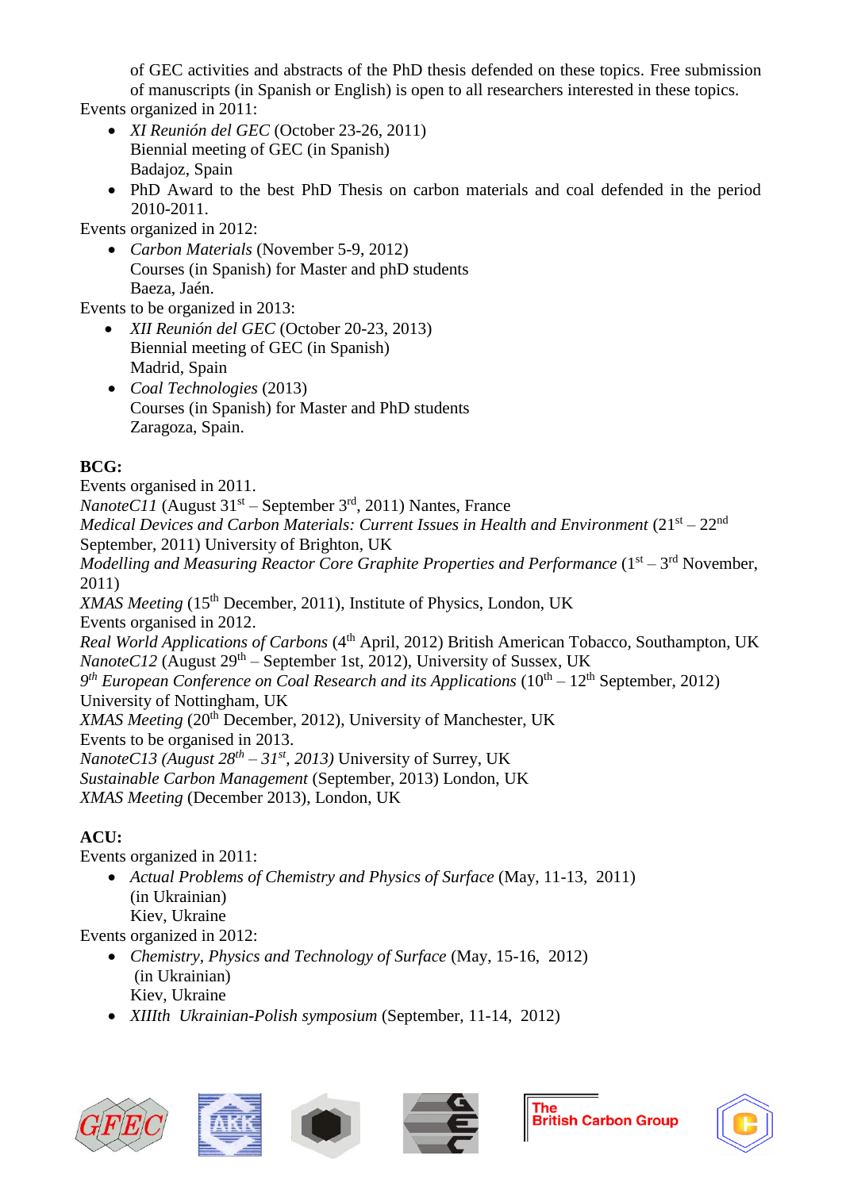of GEC activities and abstracts of the PhD thesis defended on these topics. Free submission of manuscripts (in Spanish or English) is open to all researchers interested in these topics.

Events organized in 2011:

- *XI Reunión del GEC* (October 23-26, 2011)
  Biennial meeting of GEC (in Spanish)
  Badajoz, Spain
- PhD Award to the best PhD Thesis on carbon materials and coal defended in the period 2010-2011.

Events organized in 2012:

- *Carbon Materials* (November 5-9, 2012)
  Courses (in Spanish) for Master and phD students
  Baeza, Jaén.

Events to be organized in 2013:

- *XII Reunión del GEC* (October 20-23, 2013)
  Biennial meeting of GEC (in Spanish)
  Madrid, Spain
- *Coal Technologies* (2013)
  Courses (in Spanish) for Master and PhD students
  Zaragoza, Spain.

**BCG:**

Events organised in 2011.

*NanoteC11* (August 31st – September 3rd, 2011) Nantes, France

*Medical Devices and Carbon Materials: Current Issues in Health and Environment* (21st – 22nd September, 2011) University of Brighton, UK

*Modelling and Measuring Reactor Core Graphite Properties and Performance* (1st – 3rd November, 2011)

*XMAS Meeting* (15th December, 2011), Institute of Physics, London, UK

Events organised in 2012.

*Real World Applications of Carbons* (4th April, 2012) British American Tobacco, Southampton, UK

*NanoteC12* (August 29th – September 1st, 2012), University of Sussex, UK

*9th European Conference on Coal Research and its Applications* (10th – 12th September, 2012) University of Nottingham, UK

*XMAS Meeting* (20th December, 2012), University of Manchester, UK

Events to be organised in 2013.

*NanoteC13 (August 28th – 31st, 2013)* University of Surrey, UK

*Sustainable Carbon Management* (September, 2013) London, UK

*XMAS Meeting* (December 2013), London, UK

**ACU:**

Events organized in 2011:

- *Actual Problems of Chemistry and Physics of Surface* (May, 11-13, 2011)
  (in Ukrainian)
  Kiev, Ukraine

Events organized in 2012:

- *Chemistry, Physics and Technology of Surface* (May, 15-16, 2012)
  (in Ukrainian)
  Kiev, Ukraine
- *XIIIth Ukrainian-Polish symposium* (September, 11-14, 2012)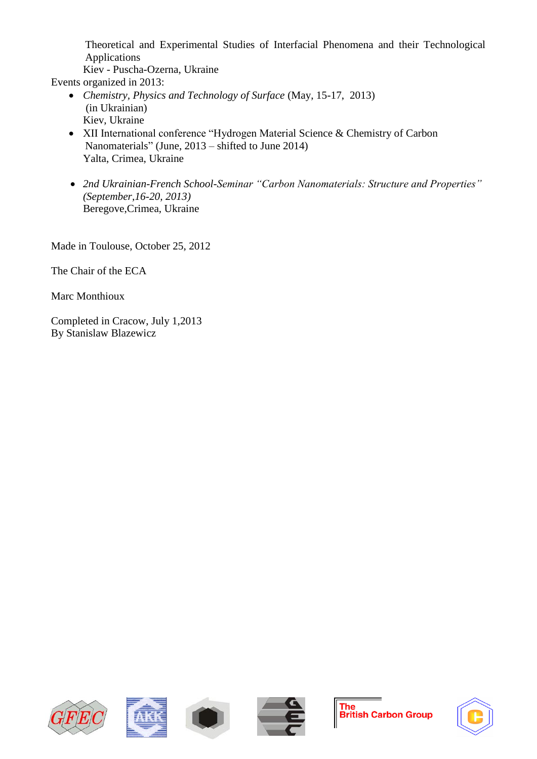Theoretical and Experimental Studies of Interfacial Phenomena and their Technological Applications
Kiev - Puscha-Ozerna, Ukraine

Events organized in 2013:

- *Chemistry, Physics and Technology of Surface* (May, 15-17, 2013)
  (in Ukrainian)
  Kiev, Ukraine
- XII International conference "Hydrogen Material Science & Chemistry of Carbon Nanomaterials" (June, 2013 – shifted to June 2014)
  Yalta, Crimea, Ukraine
- *2nd Ukrainian-French School-Seminar "Carbon Nanomaterials: Structure and Properties" (September,16-20, 2013)*
  Beregove,Crimea, Ukraine

Made in Toulouse, October 25, 2012

The Chair of the ECA

Marc Monthioux

Completed in Cracow, July 1,2013
By Stanislaw Blazewicz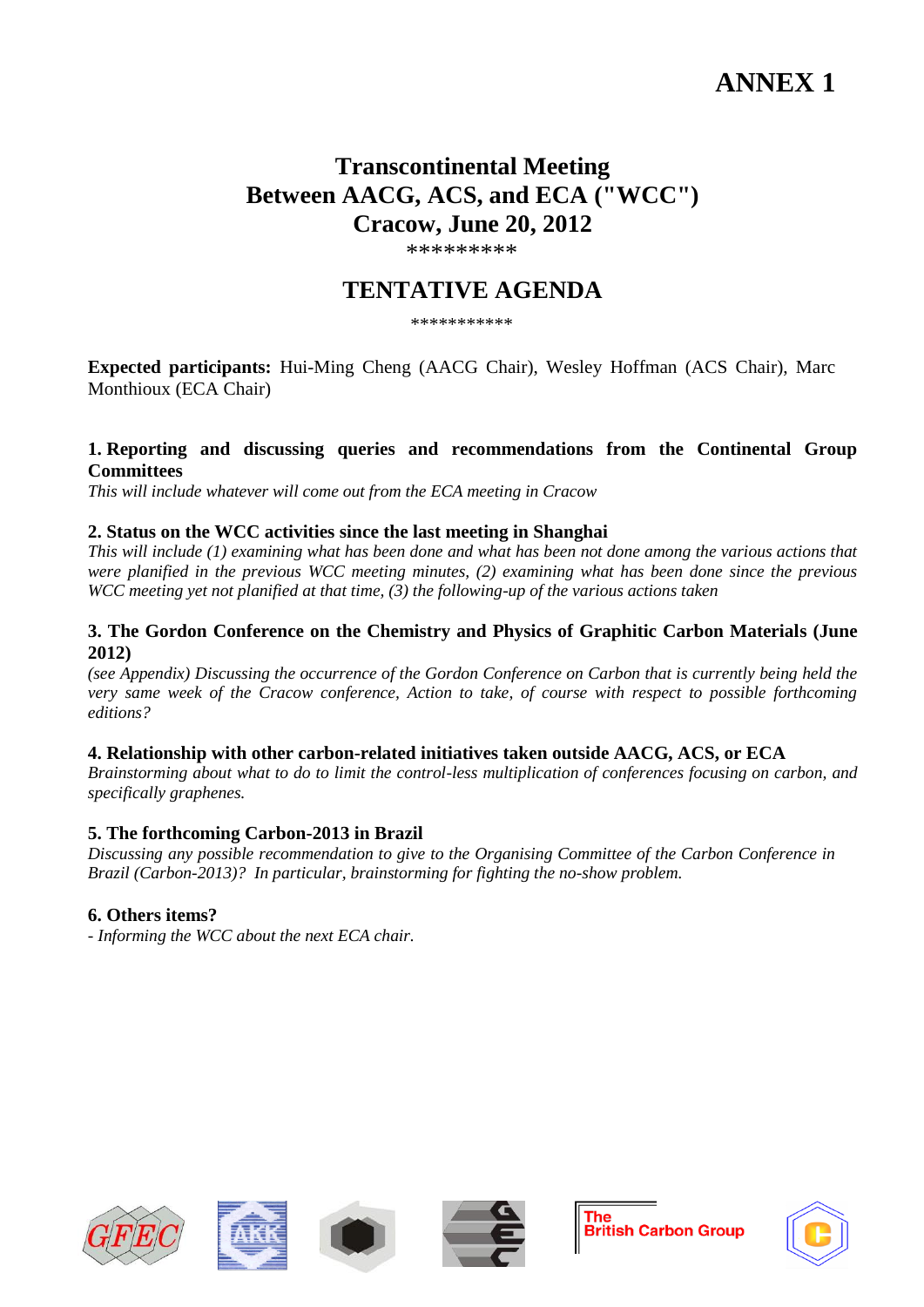**ANNEX 1**

# Transcontinental Meeting
# Between AACG, ACS, and ECA ("WCC")
# Cracow, June 20, 2012

\*\*\*\*\*\*\*\*\*

## TENTATIVE AGENDA

\*\*\*\*\*\*\*\*\*\*\*

**Expected participants:** Hui-Ming Cheng (AACG Chair), Wesley Hoffman (ACS Chair), Marc Monthioux (ECA Chair)

### 1. Reporting and discussing queries and recommendations from the Continental Group Committees

*This will include whatever will come out from the ECA meeting in Cracow*

### 2. Status on the WCC activities since the last meeting in Shanghai

*This will include (1) examining what has been done and what has been not done among the various actions that were planified in the previous WCC meeting minutes, (2) examining what has been done since the previous WCC meeting yet not planified at that time, (3) the following-up of the various actions taken*

### 3. The Gordon Conference on the Chemistry and Physics of Graphitic Carbon Materials (June 2012)

*(see Appendix) Discussing the occurrence of the Gordon Conference on Carbon that is currently being held the very same week of the Cracow conference, Action to take, of course with respect to possible forthcoming editions?*

### 4. Relationship with other carbon-related initiatives taken outside AACG, ACS, or ECA

*Brainstorming about what to do to limit the control-less multiplication of conferences focusing on carbon, and specifically graphenes.*

### 5. The forthcoming Carbon-2013 in Brazil

*Discussing any possible recommendation to give to the Organising Committee of the Carbon Conference in Brazil (Carbon-2013)? In particular, brainstorming for fighting the no-show problem.*

### 6. Others items?

*- Informing the WCC about the next ECA chair.*

The British Carbon Group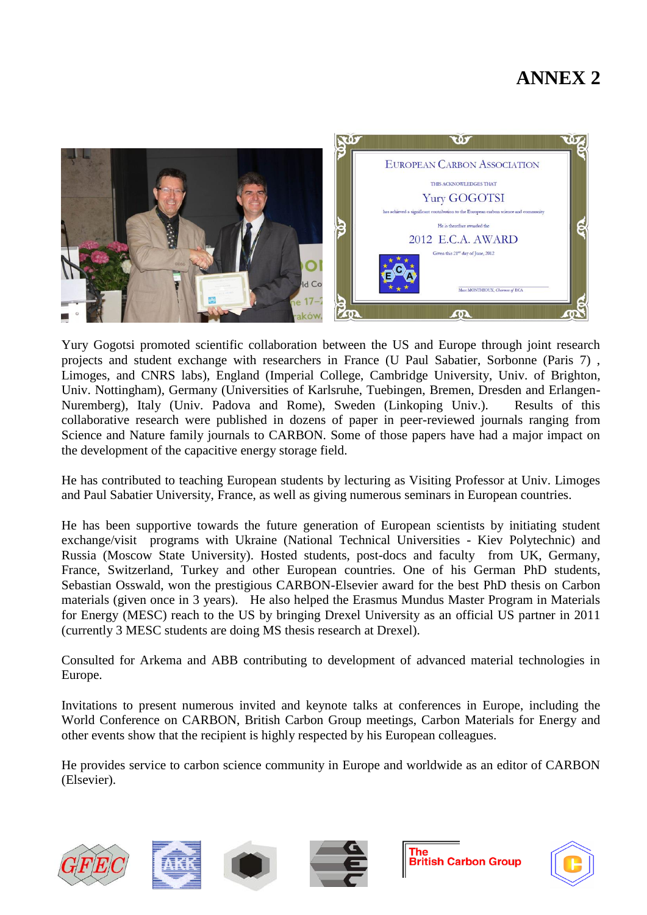# ANNEX 2

Yury Gogotsi promoted scientific collaboration between the US and Europe through joint research projects and student exchange with researchers in France (U Paul Sabatier, Sorbonne (Paris 7) , Limoges, and CNRS labs), England (Imperial College, Cambridge University, Univ. of Brighton, Univ. Nottingham), Germany (Universities of Karlsruhe, Tuebingen, Bremen, Dresden and Erlangen-Nuremberg), Italy (Univ. Padova and Rome), Sweden (Linkoping Univ.). Results of this collaborative research were published in dozens of paper in peer-reviewed journals ranging from Science and Nature family journals to CARBON. Some of those papers have had a major impact on the development of the capacitive energy storage field.

He has contributed to teaching European students by lecturing as Visiting Professor at Univ. Limoges and Paul Sabatier University, France, as well as giving numerous seminars in European countries.

He has been supportive towards the future generation of European scientists by initiating student exchange/visit programs with Ukraine (National Technical Universities - Kiev Polytechnic) and Russia (Moscow State University). Hosted students, post-docs and faculty from UK, Germany, France, Switzerland, Turkey and other European countries. One of his German PhD students, Sebastian Osswald, won the prestigious CARBON-Elsevier award for the best PhD thesis on Carbon materials (given once in 3 years). He also helped the Erasmus Mundus Master Program in Materials for Energy (MESC) reach to the US by bringing Drexel University as an official US partner in 2011 (currently 3 MESC students are doing MS thesis research at Drexel).

Consulted for Arkema and ABB contributing to development of advanced material technologies in Europe.

Invitations to present numerous invited and keynote talks at conferences in Europe, including the World Conference on CARBON, British Carbon Group meetings, Carbon Materials for Energy and other events show that the recipient is highly respected by his European colleagues.

He provides service to carbon science community in Europe and worldwide as an editor of CARBON (Elsevier).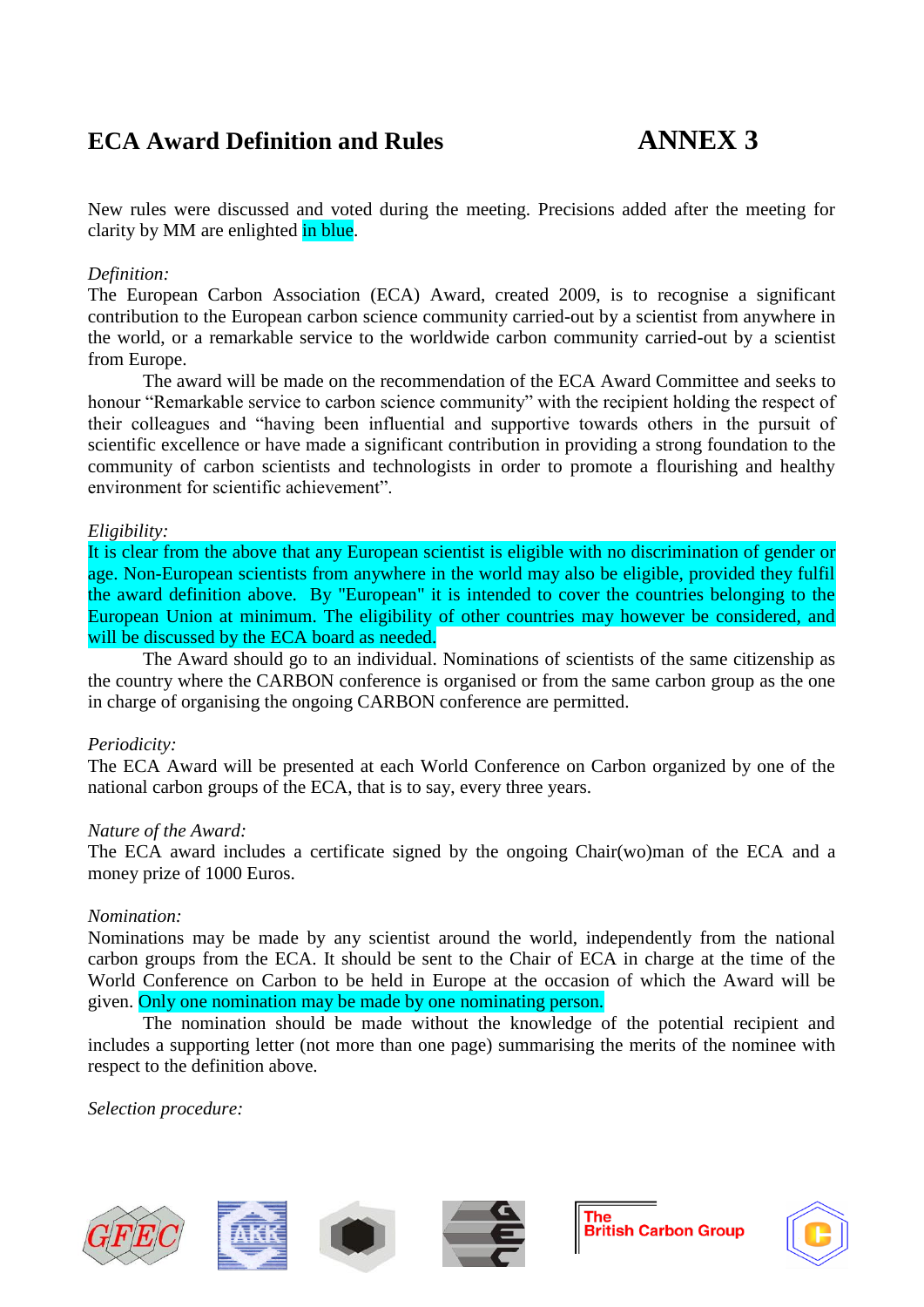# ECA Award Definition and Rules ANNEX 3

New rules were discussed and voted during the meeting. Precisions added after the meeting for clarity by MM are enlighted in blue.

*Definition:*

The European Carbon Association (ECA) Award, created 2009, is to recognise a significant contribution to the European carbon science community carried-out by a scientist from anywhere in the world, or a remarkable service to the worldwide carbon community carried-out by a scientist from Europe.

The award will be made on the recommendation of the ECA Award Committee and seeks to honour "Remarkable service to carbon science community" with the recipient holding the respect of their colleagues and "having been influential and supportive towards others in the pursuit of scientific excellence or have made a significant contribution in providing a strong foundation to the community of carbon scientists and technologists in order to promote a flourishing and healthy environment for scientific achievement".

*Eligibility:*

It is clear from the above that any European scientist is eligible with no discrimination of gender or age. Non-European scientists from anywhere in the world may also be eligible, provided they fulfil the award definition above. By "European" it is intended to cover the countries belonging to the European Union at minimum. The eligibility of other countries may however be considered, and will be discussed by the ECA board as needed.

The Award should go to an individual. Nominations of scientists of the same citizenship as the country where the CARBON conference is organised or from the same carbon group as the one in charge of organising the ongoing CARBON conference are permitted.

*Periodicity:*

The ECA Award will be presented at each World Conference on Carbon organized by one of the national carbon groups of the ECA, that is to say, every three years.

*Nature of the Award:*

The ECA award includes a certificate signed by the ongoing Chair(wo)man of the ECA and a money prize of 1000 Euros.

*Nomination:*

Nominations may be made by any scientist around the world, independently from the national carbon groups from the ECA. It should be sent to the Chair of ECA in charge at the time of the World Conference on Carbon to be held in Europe at the occasion of which the Award will be given. Only one nomination may be made by one nominating person.

The nomination should be made without the knowledge of the potential recipient and includes a supporting letter (not more than one page) summarising the merits of the nominee with respect to the definition above.

*Selection procedure:*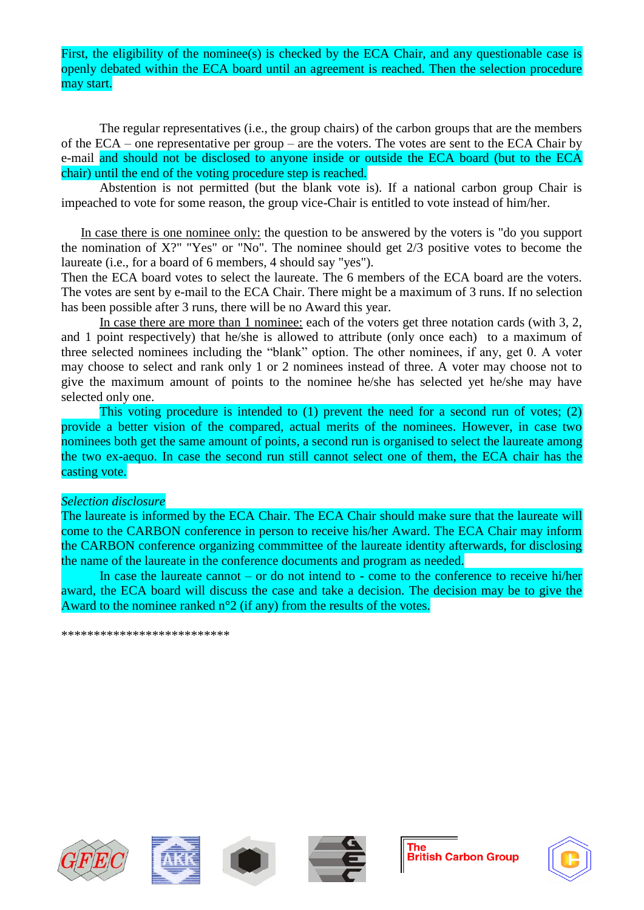First, the eligibility of the nominee(s) is checked by the ECA Chair, and any questionable case is openly debated within the ECA board until an agreement is reached. Then the selection procedure may start.

The regular representatives (i.e., the group chairs) of the carbon groups that are the members of the ECA – one representative per group – are the voters. The votes are sent to the ECA Chair by e-mail and should not be disclosed to anyone inside or outside the ECA board (but to the ECA chair) until the end of the voting procedure step is reached.

Abstention is not permitted (but the blank vote is). If a national carbon group Chair is impeached to vote for some reason, the group vice-Chair is entitled to vote instead of him/her.

<u>In case there is one nominee only:</u> the question to be answered by the voters is "do you support the nomination of X?" "Yes" or "No". The nominee should get 2/3 positive votes to become the laureate (i.e., for a board of 6 members, 4 should say "yes").
Then the ECA board votes to select the laureate. The 6 members of the ECA board are the voters. The votes are sent by e-mail to the ECA Chair. There might be a maximum of 3 runs. If no selection has been possible after 3 runs, there will be no Award this year.

<u>In case there are more than 1 nominee:</u> each of the voters get three notation cards (with 3, 2, and 1 point respectively) that he/she is allowed to attribute (only once each) to a maximum of three selected nominees including the “blank” option. The other nominees, if any, get 0. A voter may choose to select and rank only 1 or 2 nominees instead of three. A voter may choose not to give the maximum amount of points to the nominee he/she has selected yet he/she may have selected only one.

This voting procedure is intended to (1) prevent the need for a second run of votes; (2) provide a better vision of the compared, actual merits of the nominees. However, in case two nominees both get the same amount of points, a second run is organised to select the laureate among the two ex-aequo. In case the second run still cannot select one of them, the ECA chair has the casting vote.

*Selection disclosure*

The laureate is informed by the ECA Chair. The ECA Chair should make sure that the laureate will come to the CARBON conference in person to receive his/her Award. The ECA Chair may inform the CARBON conference organizing commmittee of the laureate identity afterwards, for disclosing the name of the laureate in the conference documents and program as needed.

In case the laureate cannot – or do not intend to - come to the conference to receive hi/her award, the ECA board will discuss the case and take a decision. The decision may be to give the Award to the nominee ranked n°2 (if any) from the results of the votes.

*************************

The British Carbon Group